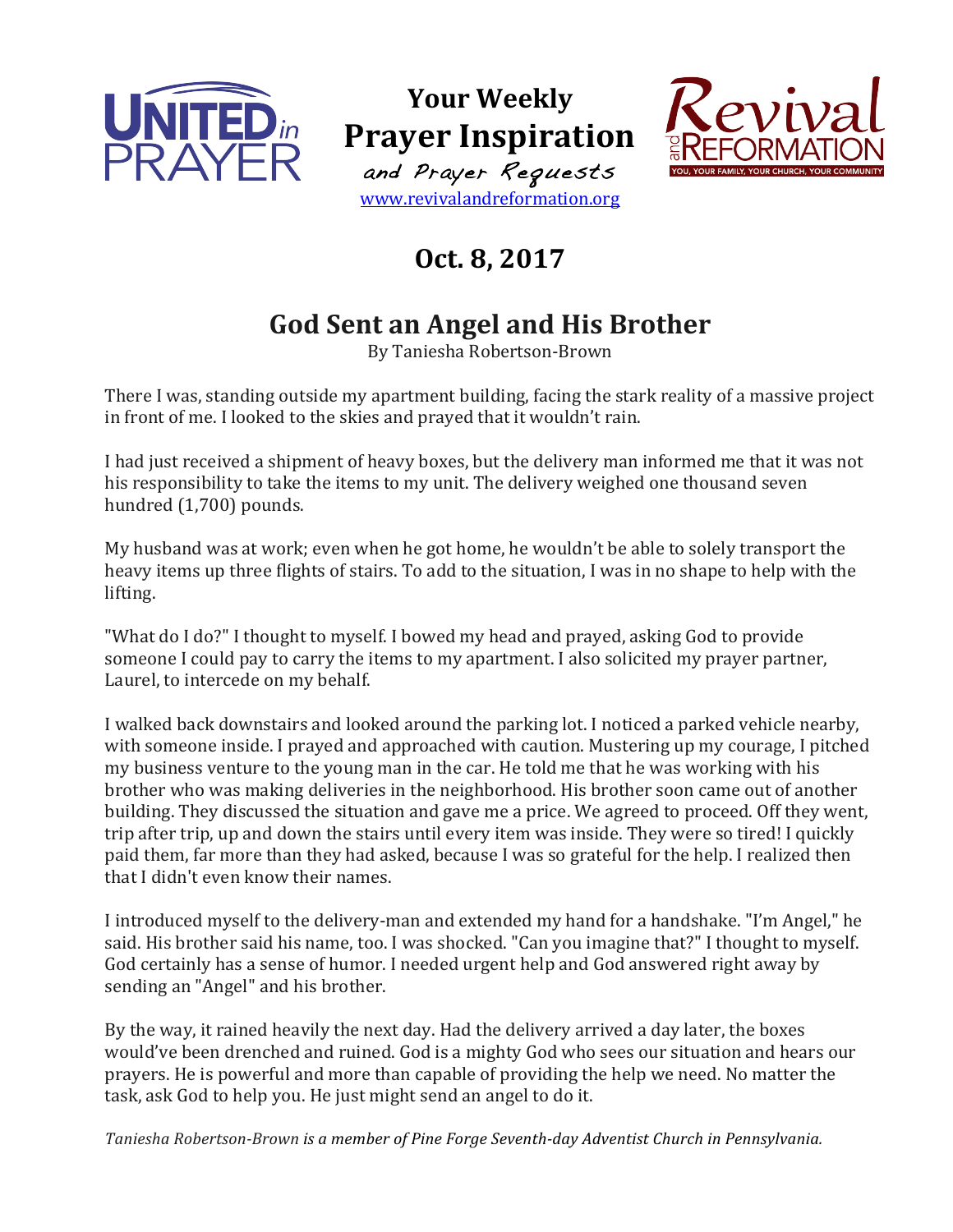# Your Weekly Prayer Inspiration

*and Prayer Requests*

www.revivalandreformation.org

## Oct. 8, 2017

## God Sent an Angel and His Brother

By Taniesha Robertson-Brown

There I was, standing outside my apartment building, facing the stark reality of a massive project in front of me. I looked to the skies and prayed that it wouldn't rain.

I had just received a shipment of heavy boxes, but the delivery man informed me that it was not his responsibility to take the items to my unit. The delivery weighed one thousand seven hundred (1,700) pounds.

My husband was at work; even when he got home, he wouldn't be able to solely transport the heavy items up three flights of stairs. To add to the situation, I was in no shape to help with the lifting.

"What do I do?" I thought to myself. I bowed my head and prayed, asking God to provide someone I could pay to carry the items to my apartment. I also solicited my prayer partner, Laurel, to intercede on my behalf.

I walked back downstairs and looked around the parking lot. I noticed a parked vehicle nearby, with someone inside. I prayed and approached with caution. Mustering up my courage, I pitched my business venture to the young man in the car. He told me that he was working with his brother who was making deliveries in the neighborhood. His brother soon came out of another building. They discussed the situation and gave me a price. We agreed to proceed. Off they went, trip after trip, up and down the stairs until every item was inside. They were so tired! I quickly paid them, far more than they had asked, because I was so grateful for the help. I realized then that I didn't even know their names.

I introduced myself to the delivery-man and extended my hand for a handshake. "I'm Angel," he said. His brother said his name, too. I was shocked. "Can you imagine that?" I thought to myself. God certainly has a sense of humor. I needed urgent help and God answered right away by sending an "Angel" and his brother.

By the way, it rained heavily the next day. Had the delivery arrived a day later, the boxes would've been drenched and ruined. God is a mighty God who sees our situation and hears our prayers. He is powerful and more than capable of providing the help we need. No matter the task, ask God to help you. He just might send an angel to do it.

*Taniesha Robertson-Brown is a member of Pine Forge Seventh-day Adventist Church in Pennsylvania.*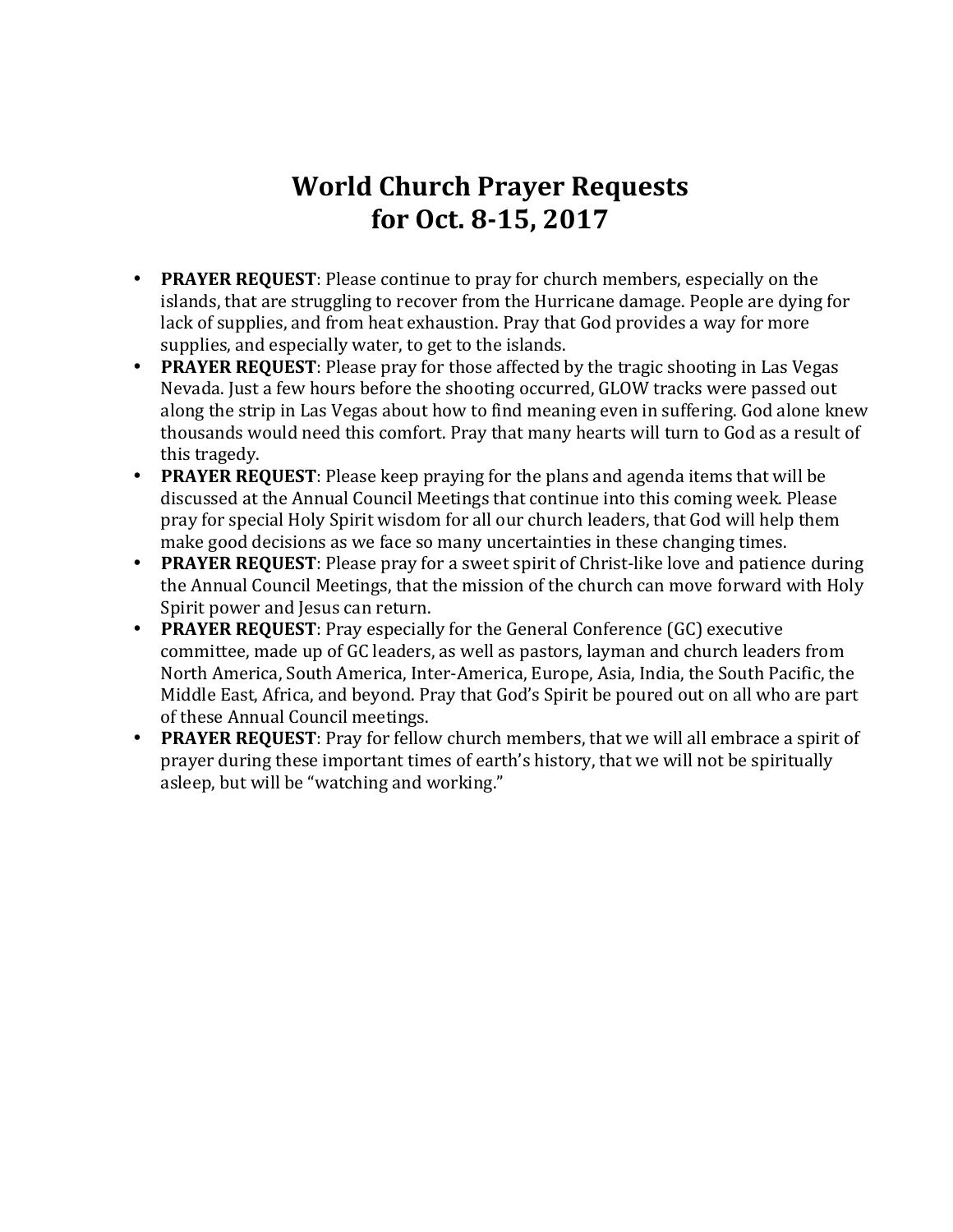# World Church Prayer Requests for Oct. 8-15, 2017

- **PRAYER REQUEST**: Please continue to pray for church members, especially on the islands, that are struggling to recover from the Hurricane damage. People are dying for lack of supplies, and from heat exhaustion. Pray that God provides a way for more supplies, and especially water, to get to the islands.
- **PRAYER REQUEST**: Please pray for those affected by the tragic shooting in Las Vegas Nevada. Just a few hours before the shooting occurred, GLOW tracks were passed out along the strip in Las Vegas about how to find meaning even in suffering. God alone knew thousands would need this comfort. Pray that many hearts will turn to God as a result of this tragedy.
- **PRAYER REQUEST**: Please keep praying for the plans and agenda items that will be discussed at the Annual Council Meetings that continue into this coming week. Please pray for special Holy Spirit wisdom for all our church leaders, that God will help them make good decisions as we face so many uncertainties in these changing times.
- **PRAYER REQUEST**: Please pray for a sweet spirit of Christ-like love and patience during the Annual Council Meetings, that the mission of the church can move forward with Holy Spirit power and Jesus can return.
- **PRAYER REQUEST**: Pray especially for the General Conference (GC) executive committee, made up of GC leaders, as well as pastors, layman and church leaders from North America, South America, Inter-America, Europe, Asia, India, the South Pacific, the Middle East, Africa, and beyond. Pray that God's Spirit be poured out on all who are part of these Annual Council meetings.
- **PRAYER REQUEST**: Pray for fellow church members, that we will all embrace a spirit of prayer during these important times of earth's history, that we will not be spiritually asleep, but will be "watching and working."